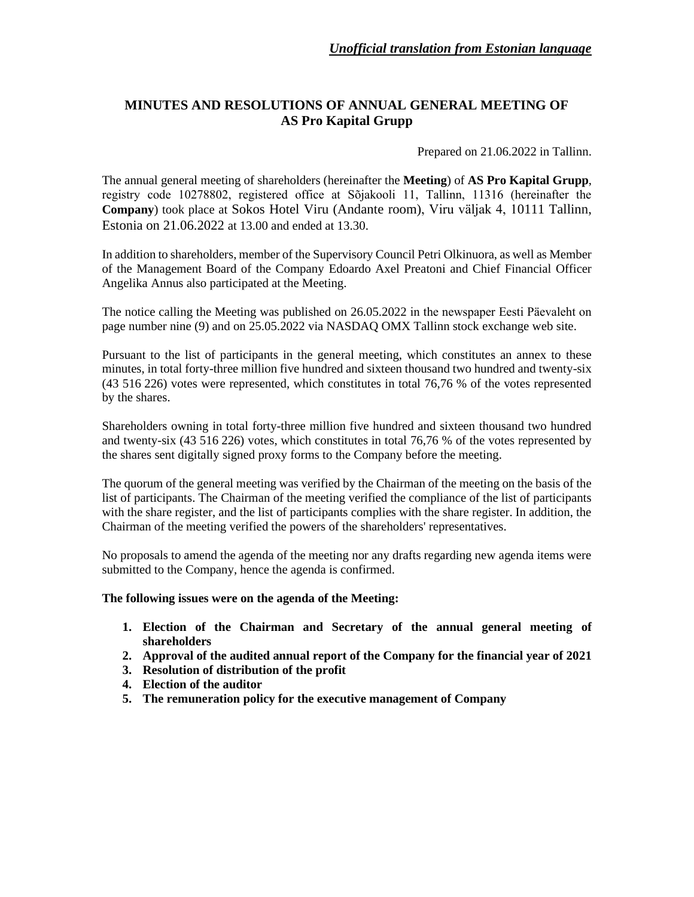*Unofficial translation from Estonian language*

## MINUTES AND RESOLUTIONS OF ANNUAL GENERAL MEETING OF AS Pro Kapital Grupp

Prepared on 21.06.2022 in Tallinn.

The annual general meeting of shareholders (hereinafter the **Meeting**) of **AS Pro Kapital Grupp**, registry code 10278802, registered office at Sõjakooli 11, Tallinn, 11316 (hereinafter the **Company**) took place at Sokos Hotel Viru (Andante room), Viru väljak 4, 10111 Tallinn, Estonia on 21.06.2022 at 13.00 and ended at 13.30.

In addition to shareholders, member of the Supervisory Council Petri Olkinuora, as well as Member of the Management Board of the Company Edoardo Axel Preatoni and Chief Financial Officer Angelika Annus also participated at the Meeting.

The notice calling the Meeting was published on 26.05.2022 in the newspaper Eesti Päevaleht on page number nine (9) and on 25.05.2022 via NASDAQ OMX Tallinn stock exchange web site.

Pursuant to the list of participants in the general meeting, which constitutes an annex to these minutes, in total forty-three million five hundred and sixteen thousand two hundred and twenty-six (43 516 226) votes were represented, which constitutes in total 76,76 % of the votes represented by the shares.

Shareholders owning in total forty-three million five hundred and sixteen thousand two hundred and twenty-six (43 516 226) votes, which constitutes in total 76,76 % of the votes represented by the shares sent digitally signed proxy forms to the Company before the meeting.

The quorum of the general meeting was verified by the Chairman of the meeting on the basis of the list of participants. The Chairman of the meeting verified the compliance of the list of participants with the share register, and the list of participants complies with the share register. In addition, the Chairman of the meeting verified the powers of the shareholders' representatives.

No proposals to amend the agenda of the meeting nor any drafts regarding new agenda items were submitted to the Company, hence the agenda is confirmed.

**The following issues were on the agenda of the Meeting:**

1. **Election of the Chairman and Secretary of the annual general meeting of shareholders**
2. **Approval of the audited annual report of the Company for the financial year of 2021**
3. **Resolution of distribution of the profit**
4. **Election of the auditor**
5. **The remuneration policy for the executive management of Company**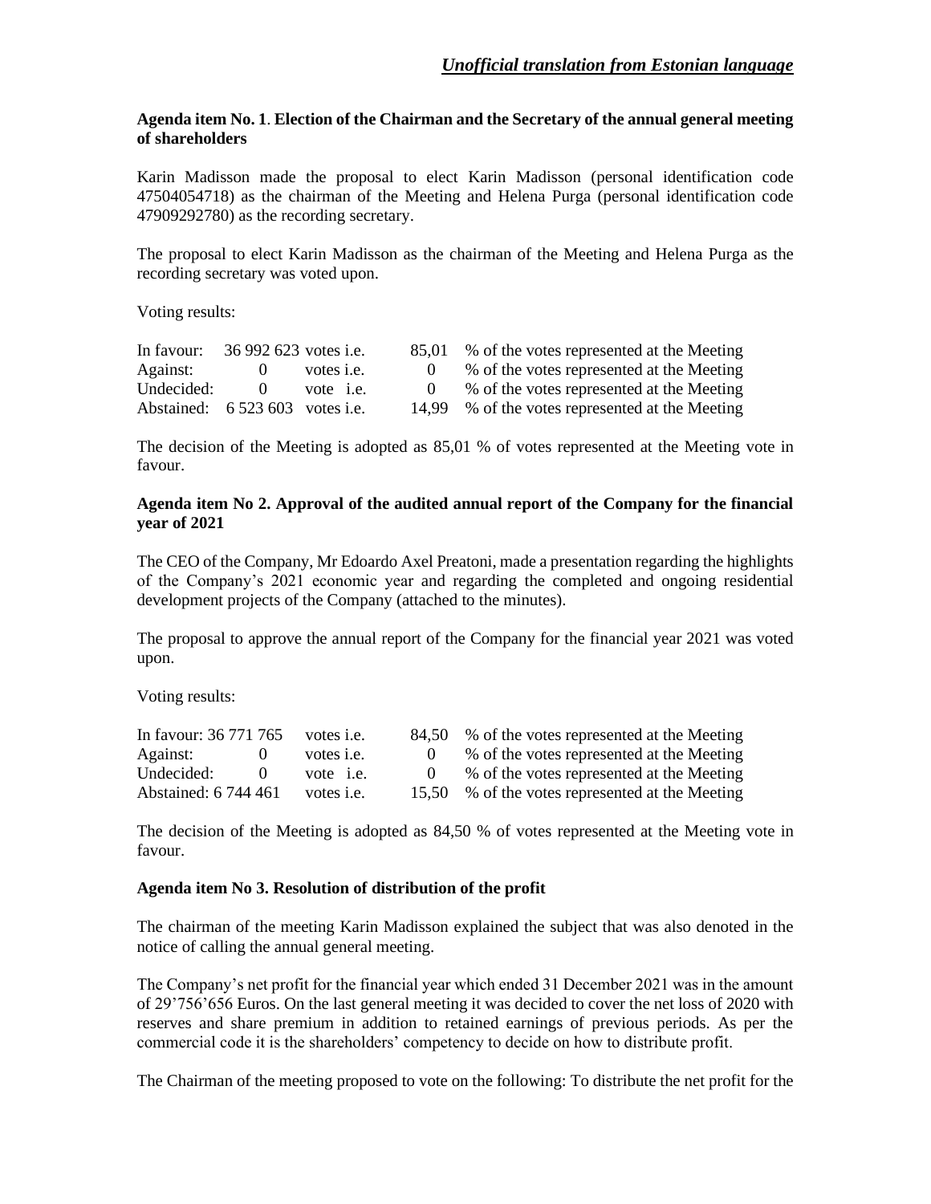*Unofficial translation from Estonian language*

**Agenda item No. 1. Election of the Chairman and the Secretary of the annual general meeting of shareholders**

Karin Madisson made the proposal to elect Karin Madisson (personal identification code 47504054718) as the chairman of the Meeting and Helena Purga (personal identification code 47909292780) as the recording secretary.

The proposal to elect Karin Madisson as the chairman of the Meeting and Helena Purga as the recording secretary was voted upon.

Voting results:

| | | | | |
|---|---|---|---|---|
| In favour: | 36 992 623 | votes i.e. | 85,01 | % of the votes represented at the Meeting |
| Against: | 0 | votes i.e. | 0 | % of the votes represented at the Meeting |
| Undecided: | 0 | vote i.e. | 0 | % of the votes represented at the Meeting |
| Abstained: | 6 523 603 | votes i.e. | 14,99 | % of the votes represented at the Meeting |

The decision of the Meeting is adopted as 85,01 % of votes represented at the Meeting vote in favour.

**Agenda item No 2. Approval of the audited annual report of the Company for the financial year of 2021**

The CEO of the Company, Mr Edoardo Axel Preatoni, made a presentation regarding the highlights of the Company's 2021 economic year and regarding the completed and ongoing residential development projects of the Company (attached to the minutes).

The proposal to approve the annual report of the Company for the financial year 2021 was voted upon.

Voting results:

| | | | | |
|---|---|---|---|---|
| In favour: | 36 771 765 | votes i.e. | 84,50 | % of the votes represented at the Meeting |
| Against: | 0 | votes i.e. | 0 | % of the votes represented at the Meeting |
| Undecided: | 0 | vote i.e. | 0 | % of the votes represented at the Meeting |
| Abstained: | 6 744 461 | votes i.e. | 15,50 | % of the votes represented at the Meeting |

The decision of the Meeting is adopted as 84,50 % of votes represented at the Meeting vote in favour.

**Agenda item No 3. Resolution of distribution of the profit**

The chairman of the meeting Karin Madisson explained the subject that was also denoted in the notice of calling the annual general meeting.

The Company's net profit for the financial year which ended 31 December 2021 was in the amount of 29'756'656 Euros. On the last general meeting it was decided to cover the net loss of 2020 with reserves and share premium in addition to retained earnings of previous periods. As per the commercial code it is the shareholders' competency to decide on how to distribute profit.

The Chairman of the meeting proposed to vote on the following: To distribute the net profit for the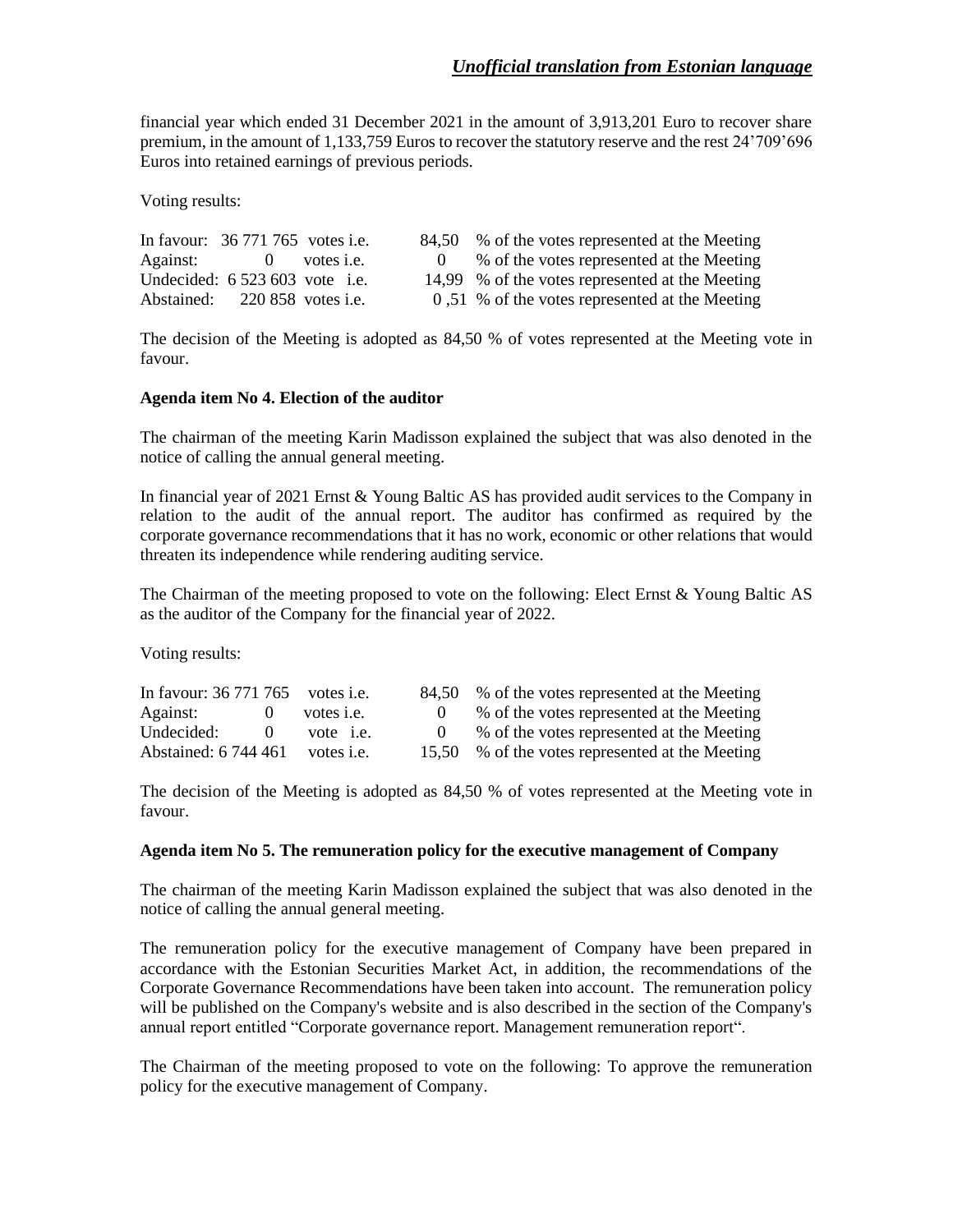financial year which ended 31 December 2021 in the amount of 3,913,201 Euro to recover share premium, in the amount of 1,133,759 Euros to recover the statutory reserve and the rest 24'709'696 Euros into retained earnings of previous periods.

Voting results:

| | | | |
|---|---|---|---|
| In favour: | 36 771 765 votes i.e. | 84,50 | % of the votes represented at the Meeting |
| Against: | 0 votes i.e. | 0 | % of the votes represented at the Meeting |
| Undecided: | 6 523 603 vote i.e. | 14,99 | % of the votes represented at the Meeting |
| Abstained: | 220 858 votes i.e. | 0 ,51 | % of the votes represented at the Meeting |

The decision of the Meeting is adopted as 84,50 % of votes represented at the Meeting vote in favour.

**Agenda item No 4. Election of the auditor**

The chairman of the meeting Karin Madisson explained the subject that was also denoted in the notice of calling the annual general meeting.

In financial year of 2021 Ernst & Young Baltic AS has provided audit services to the Company in relation to the audit of the annual report. The auditor has confirmed as required by the corporate governance recommendations that it has no work, economic or other relations that would threaten its independence while rendering auditing service.

The Chairman of the meeting proposed to vote on the following: Elect Ernst & Young Baltic AS as the auditor of the Company for the financial year of 2022.

Voting results:

| | | | |
|---|---|---|---|
| In favour: | 36 771 765 votes i.e. | 84,50 | % of the votes represented at the Meeting |
| Against: | 0 votes i.e. | 0 | % of the votes represented at the Meeting |
| Undecided: | 0 vote i.e. | 0 | % of the votes represented at the Meeting |
| Abstained: | 6 744 461 votes i.e. | 15,50 | % of the votes represented at the Meeting |

The decision of the Meeting is adopted as 84,50 % of votes represented at the Meeting vote in favour.

**Agenda item No 5. The remuneration policy for the executive management of Company**

The chairman of the meeting Karin Madisson explained the subject that was also denoted in the notice of calling the annual general meeting.

The remuneration policy for the executive management of Company have been prepared in accordance with the Estonian Securities Market Act, in addition, the recommendations of the Corporate Governance Recommendations have been taken into account. The remuneration policy will be published on the Company's website and is also described in the section of the Company's annual report entitled "Corporate governance report. Management remuneration report".

The Chairman of the meeting proposed to vote on the following: To approve the remuneration policy for the executive management of Company.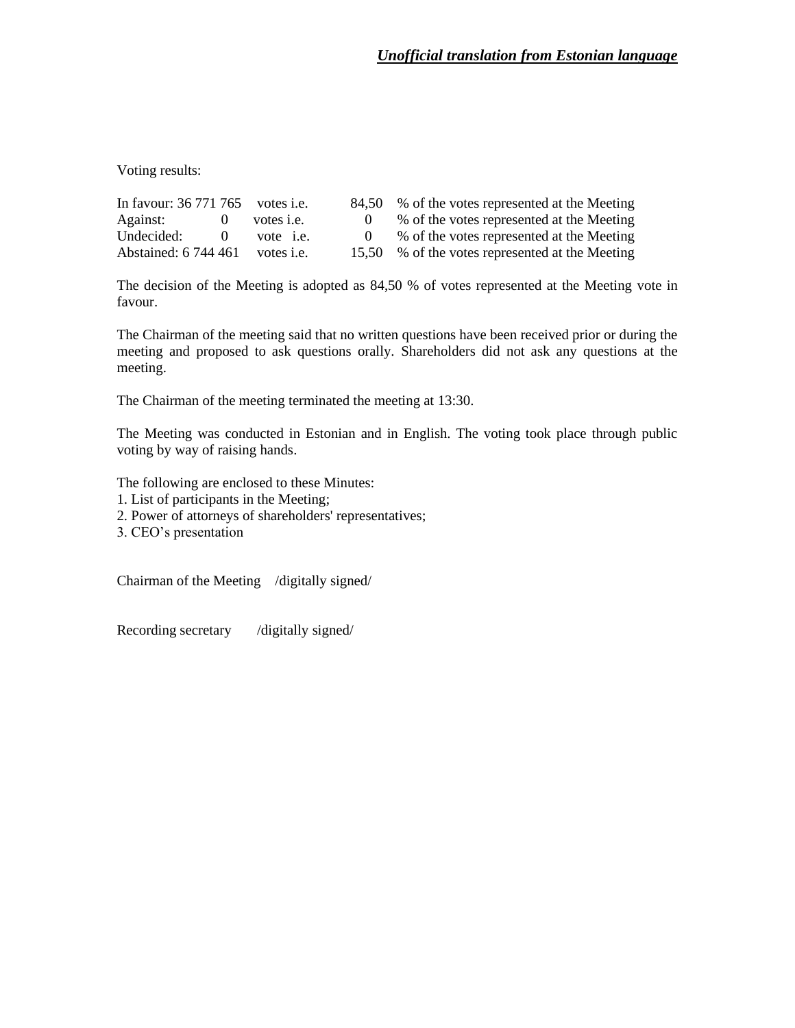***Unofficial translation from Estonian language***

Voting results:

| | | | |
|---|---|---|---|
| In favour: | 36 771 765 votes i.e. | 84,50 | % of the votes represented at the Meeting |
| Against: | 0 votes i.e. | 0 | % of the votes represented at the Meeting |
| Undecided: | 0 vote i.e. | 0 | % of the votes represented at the Meeting |
| Abstained: | 6 744 461 votes i.e. | 15,50 | % of the votes represented at the Meeting |

The decision of the Meeting is adopted as 84,50 % of votes represented at the Meeting vote in favour.

The Chairman of the meeting said that no written questions have been received prior or during the meeting and proposed to ask questions orally. Shareholders did not ask any questions at the meeting.

The Chairman of the meeting terminated the meeting at 13:30.

The Meeting was conducted in Estonian and in English. The voting took place through public voting by way of raising hands.

The following are enclosed to these Minutes:
1. List of participants in the Meeting;
2. Power of attorneys of shareholders' representatives;
3. CEO's presentation

Chairman of the Meeting /digitally signed/

Recording secretary /digitally signed/